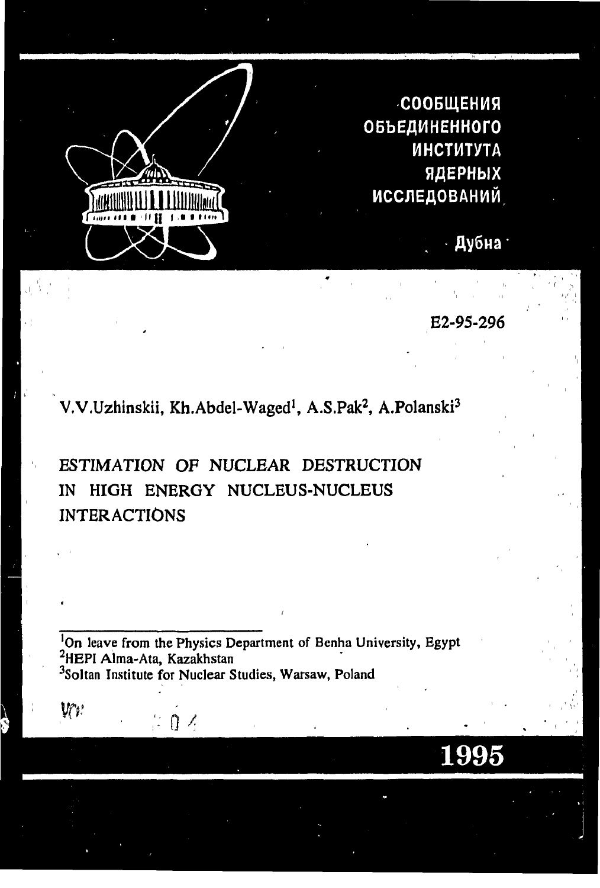СООБЩЕНИЯ
ОБЪЕДИНЕННОГО
ИНСТИТУТА
ЯДЕРНЫХ
ИССЛЕДОВАНИЙ

Дубна

E2-95-296

V.V.Uzhinskii, Kh.Abdel-Waged[1], A.S.Pak[2], A.Polanski[3]

# ESTIMATION OF NUCLEAR DESTRUCTION IN HIGH ENERGY NUCLEUS-NUCLEUS INTERACTIONS

[1]On leave from the Physics Department of Benha University, Egypt
[2]HEPI Alma-Ata, Kazakhstan
[3]Soltan Institute for Nuclear Studies, Warsaw, Poland

1995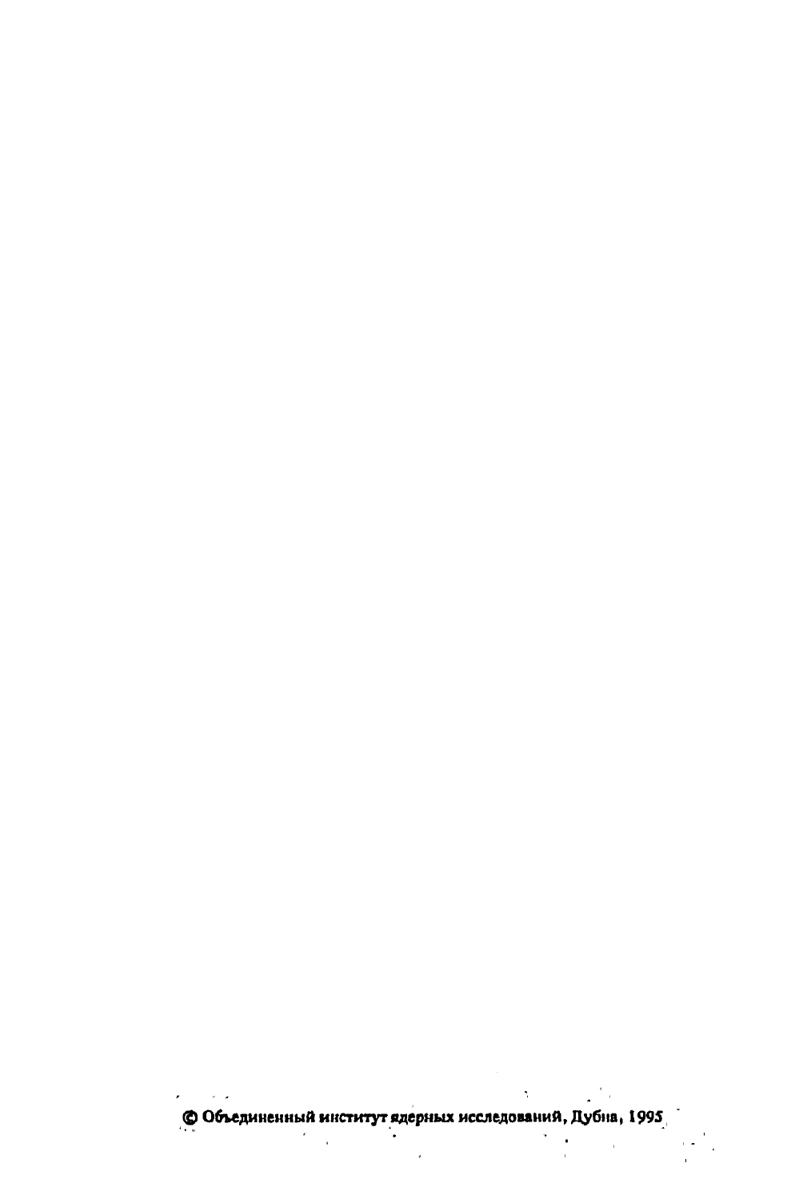© Объединенный институт ядерных исследований, Дубна, 1995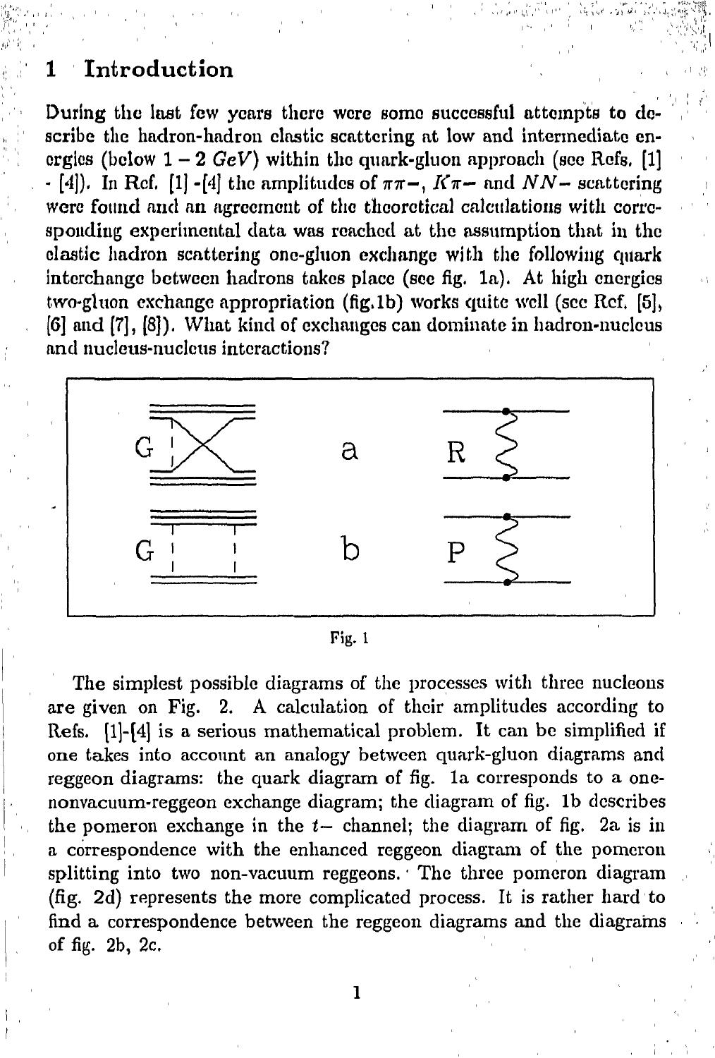# 1 Introduction

During the last few years there were some successful attempts to describe the hadron-hadron elastic scattering at low and intermediate energies (below $1-2\ GeV$) within the quark-gluon approach (see Refs. [1] - [4]). In Ref. [1] -[4] the amplitudes of $\pi\pi-$, $K\pi-$ and $NN-$ scattering were found and an agreement of the theoretical calculations with corresponding experimental data was reached at the assumption that in the elastic hadron scattering one-gluon exchange with the following quark interchange between hadrons takes place (see fig. 1a). At high energies two-gluon exchange appropriation (fig.1b) works quite well (see Ref. [5], [6] and [7], [8]). What kind of exchanges can dominate in hadron-nucleus and nucleus-nucleus interactions?

Fig. 1

The simplest possible diagrams of the processes with three nucleons are given on Fig. 2. A calculation of their amplitudes according to Refs. [1]-[4] is a serious mathematical problem. It can be simplified if one takes into account an analogy between quark-gluon diagrams and reggeon diagrams: the quark diagram of fig. 1a corresponds to a one-nonvacuum-reggeon exchange diagram; the diagram of fig. 1b describes the pomeron exchange in the $t-$ channel; the diagram of fig. 2a is in a correspondence with the enhanced reggeon diagram of the pomeron splitting into two non-vacuum reggeons. The three pomeron diagram (fig. 2d) represents the more complicated process. It is rather hard to find a correspondence between the reggeon diagrams and the diagrams of fig. 2b, 2c.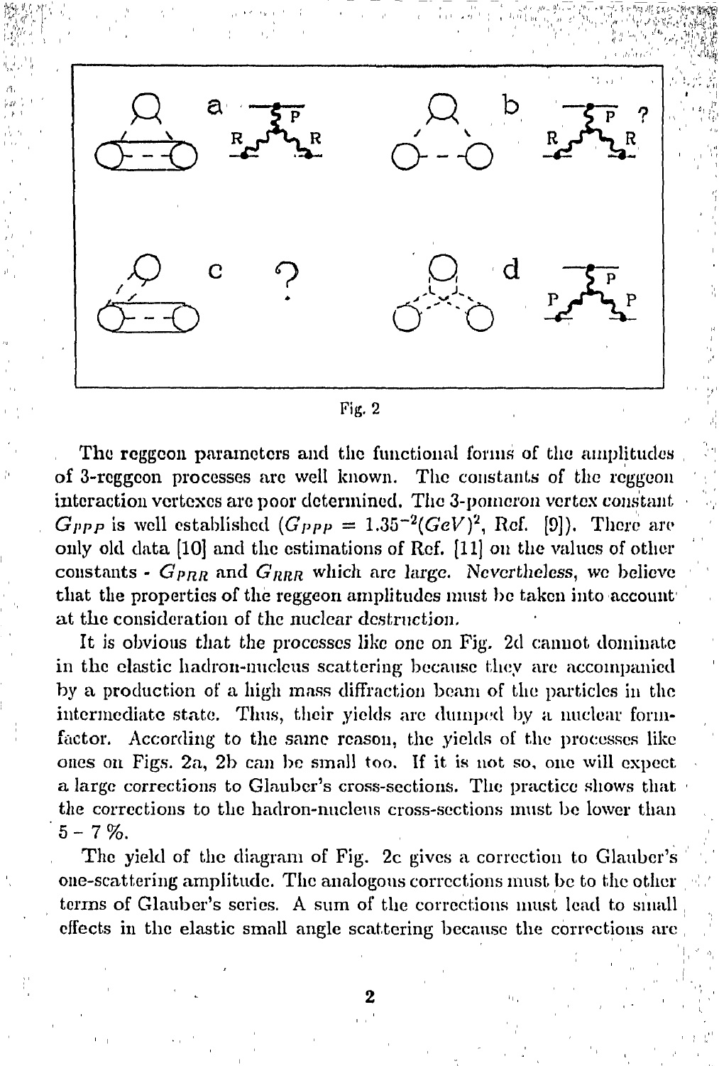Fig. 2

The reggeon parameters and the functional forms of the amplitudes of 3-reggeon processes are well known. The constants of the reggeon interaction vertexes are poor determined. The 3-pomeron vertex constant $G_{PPP}$ is well established ($G_{PPP} = 1.35^{-2}(GeV)^2$, Ref. [9]). There are only old data [10] and the estimations of Ref. [11] on the values of other constants - $G_{PRR}$ and $G_{RRR}$ which are large. Nevertheless, we believe that the properties of the reggeon amplitudes must be taken into account at the consideration of the nuclear destruction.

It is obvious that the processes like one on Fig. 2d cannot dominate in the elastic hadron-nucleus scattering because they are accompanied by a production of a high mass diffraction beam of the particles in the intermediate state. Thus, their yields are dumped by a nuclear form-factor. According to the same reason, the yields of the processes like ones on Figs. 2a, 2b can be small too. If it is not so, one will expect a large corrections to Glauber's cross-sections. The practice shows that the corrections to the hadron-nucleus cross-sections must be lower than 5 - 7 %.

The yield of the diagram of Fig. 2c gives a correction to Glauber's one-scattering amplitude. The analogous corrections must be to the other terms of Glauber's series. A sum of the corrections must lead to small effects in the elastic small angle scattering because the corrections are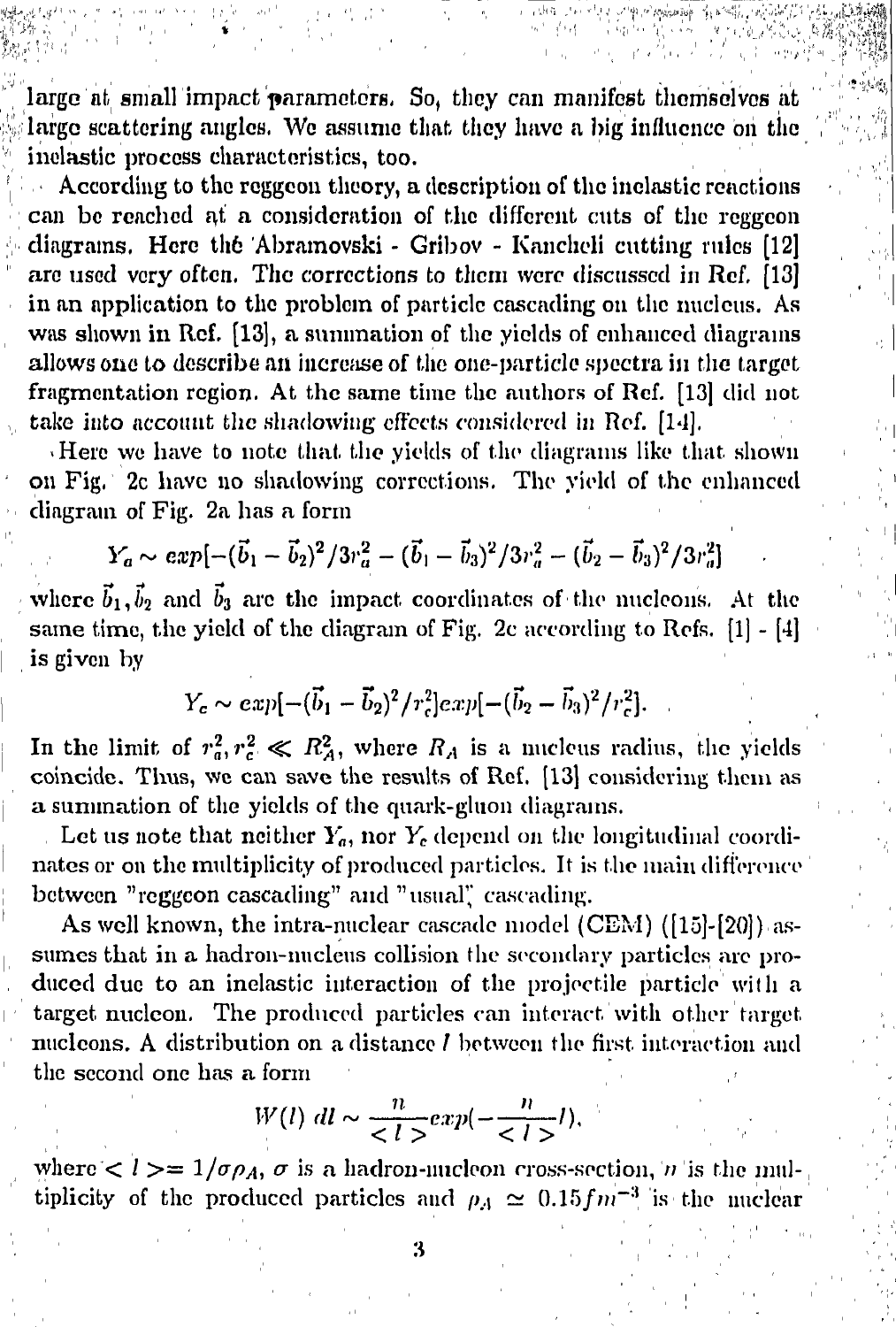large at small impact parameters. So, they can manifest themselves at large scattering angles. We assume that they have a big influence on the inelastic process characteristics, too.

According to the reggeon theory, a description of the inelastic reactions can be reached at a consideration of the different cuts of the reggeon diagrams. Here the Abramovski - Gribov - Kancheli cutting rules [12] are used very often. The corrections to them were discussed in Ref. [13] in an application to the problem of particle cascading on the nucleus. As was shown in Ref. [13], a summation of the yields of enhanced diagrams allows one to describe an increase of the one-particle spectra in the target fragmentation region. At the same time the authors of Ref. [13] did not take into account the shadowing effects considered in Ref. [14].

Here we have to note that the yields of the diagrams like that shown on Fig. 2c have no shadowing corrections. The yield of the enhanced diagram of Fig. 2a has a form

$$Y_a \sim exp[-(\vec{b}_1 - \vec{b}_2)^2/3r_a^2 - (\vec{b}_1 - \vec{b}_3)^2/3r_a^2 - (\vec{b}_2 - \vec{b}_3)^2/3r_a^2]$$

where $\vec{b}_1, \vec{b}_2$ and $\vec{b}_3$ are the impact coordinates of the nucleons. At the same time, the yield of the diagram of Fig. 2c according to Refs. [1] - [4] is given by

$$Y_c \sim exp[-(\vec{b}_1 - \vec{b}_2)^2/r_c^2]exp[-(\vec{b}_2 - \vec{b}_3)^2/r_c^2].$$

In the limit of $r_a^2, r_c^2 \ll R_A^2$, where $R_A$ is a nucleus radius, the yields coincide. Thus, we can save the results of Ref. [13] considering them as a summation of the yields of the quark-gluon diagrams.

Let us note that neither $Y_a$, nor $Y_c$ depend on the longitudinal coordinates or on the multiplicity of produced particles. It is the main difference between "reggeon cascading" and "usual" cascading.

As well known, the intra-nuclear cascade model (CEM) ([15]-[20]) assumes that in a hadron-nucleus collision the secondary particles are produced due to an inelastic interaction of the projectile particle with a target nucleon. The produced particles can interact with other target nucleons. A distribution on a distance $l$ between the first interaction and the second one has a form

$$W(l)\ dl \sim \frac{n}{<l>} exp(-\frac{n}{<l>} l),$$

where $<l> = 1/\sigma\rho_A$, $\sigma$ is a hadron-nucleon cross-section, $n$ is the multiplicity of the produced particles and $\rho_A \simeq 0.15 fm^{-3}$ is the nuclear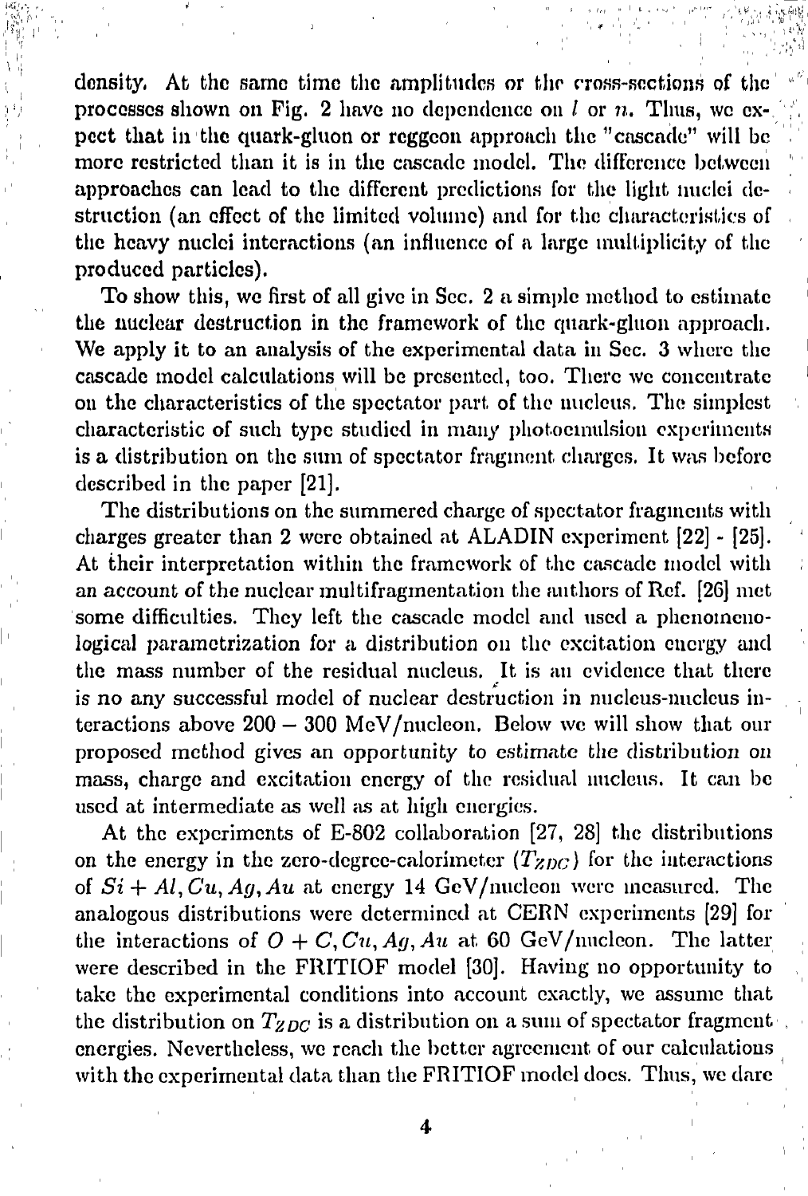density. At the same time the amplitudes or the cross-sections of the processes shown on Fig. 2 have no dependence on $l$ or $n$. Thus, we expect that in the quark-gluon or reggeon approach the "cascade" will be more restricted than it is in the cascade model. The difference between approaches can lead to the different predictions for the light nuclei destruction (an effect of the limited volume) and for the characteristics of the heavy nuclei interactions (an influence of a large multiplicity of the produced particles).

To show this, we first of all give in Sec. 2 a simple method to estimate the nuclear destruction in the framework of the quark-gluon approach. We apply it to an analysis of the experimental data in Sec. 3 where the cascade model calculations will be presented, too. There we concentrate on the characteristics of the spectator part of the nucleus. The simplest characteristic of such type studied in many photoemulsion experiments is a distribution on the sum of spectator fragment charges. It was before described in the paper [21].

The distributions on the summered charge of spectator fragments with charges greater than 2 were obtained at ALADIN experiment [22] - [25]. At their interpretation within the framework of the cascade model with an account of the nuclear multifragmentation the authors of Ref. [26] met some difficulties. They left the cascade model and used a phenomenological parametrization for a distribution on the excitation energy and the mass number of the residual nucleus. It is an evidence that there is no any successful model of nuclear destruction in nucleus-nucleus interactions above 200 – 300 MeV/nucleon. Below we will show that our proposed method gives an opportunity to estimate the distribution on mass, charge and excitation energy of the residual nucleus. It can be used at intermediate as well as at high energies.

At the experiments of E-802 collaboration [27, 28] the distributions on the energy in the zero-degree-calorimeter ($T_{ZDC}$) for the interactions of $Si + Al, Cu, Ag, Au$ at energy 14 GeV/nucleon were measured. The analogous distributions were determined at CERN experiments [29] for the interactions of $O + C, Cu, Ag, Au$ at 60 GeV/nucleon. The latter were described in the FRITIOF model [30]. Having no opportunity to take the experimental conditions into account exactly, we assume that the distribution on $T_{ZDC}$ is a distribution on a sum of spectator fragment energies. Nevertheless, we reach the better agreement of our calculations with the experimental data than the FRITIOF model does. Thus, we dare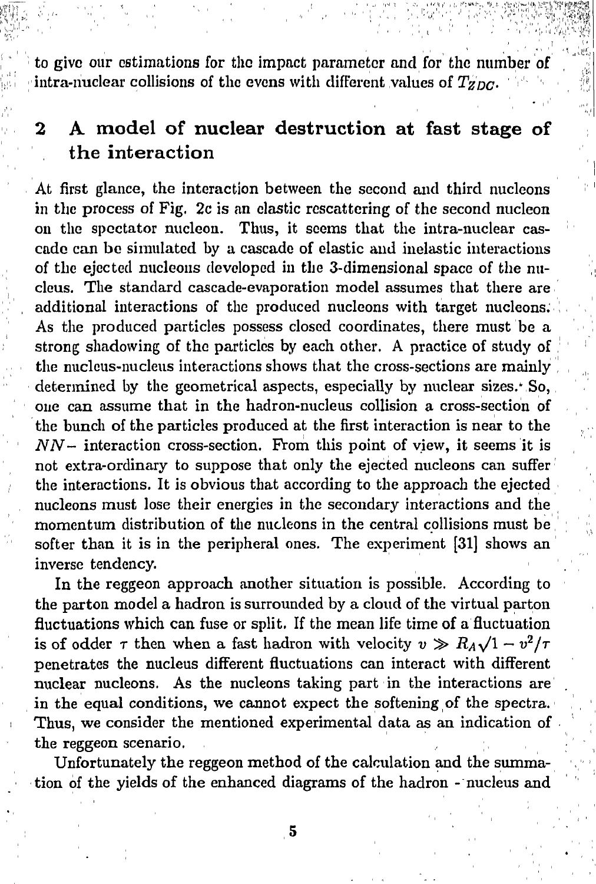to give our estimations for the impact parameter and for the number of intra-nuclear collisions of the evens with different values of $T_{ZDC}$.

## 2 A model of nuclear destruction at fast stage of the interaction

At first glance, the interaction between the second and third nucleons in the process of Fig. 2c is an elastic rescattering of the second nucleon on the spectator nucleon. Thus, it seems that the intra-nuclear cascade can be simulated by a cascade of elastic and inelastic interactions of the ejected nucleons developed in the 3-dimensional space of the nucleus. The standard cascade-evaporation model assumes that there are additional interactions of the produced nucleons with target nucleons. As the produced particles possess closed coordinates, there must be a strong shadowing of the particles by each other. A practice of study of the nucleus-nucleus interactions shows that the cross-sections are mainly determined by the geometrical aspects, especially by nuclear sizes. So, one can assume that in the hadron-nucleus collision a cross-section of the bunch of the particles produced at the first interaction is near to the $NN-$ interaction cross-section. From this point of view, it seems it is not extra-ordinary to suppose that only the ejected nucleons can suffer the interactions. It is obvious that according to the approach the ejected nucleons must lose their energies in the secondary interactions and the momentum distribution of the nucleons in the central collisions must be softer than it is in the peripheral ones. The experiment [31] shows an inverse tendency.

In the reggeon approach another situation is possible. According to the parton model a hadron is surrounded by a cloud of the virtual parton fluctuations which can fuse or split. If the mean life time of a fluctuation is of odder $\tau$ then when a fast hadron with velocity $v \gg R_A\sqrt{1-v^2}/\tau$ penetrates the nucleus different fluctuations can interact with different nuclear nucleons. As the nucleons taking part in the interactions are in the equal conditions, we cannot expect the softening of the spectra. Thus, we consider the mentioned experimental data as an indication of the reggeon scenario.

Unfortunately the reggeon method of the calculation and the summation of the yields of the enhanced diagrams of the hadron - nucleus and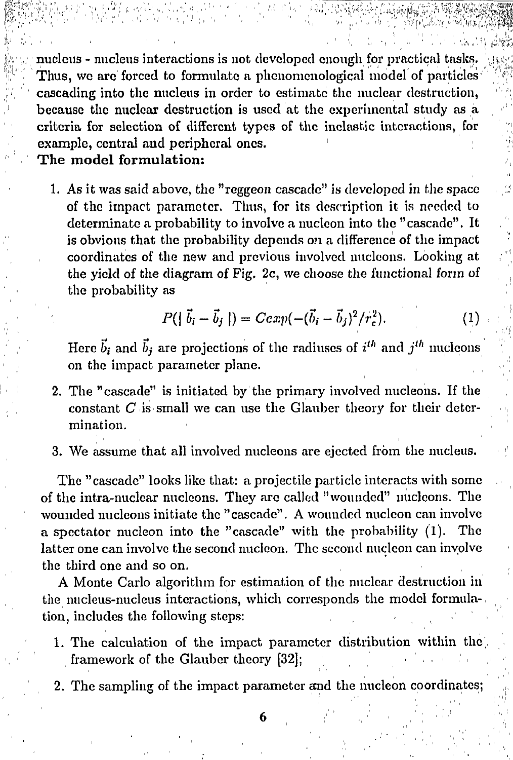nucleus - nucleus interactions is not developed enough for practical tasks. Thus, we are forced to formulate a phenomenological model of particles cascading into the nucleus in order to estimate the nuclear destruction, because the nuclear destruction is used at the experimental study as a criteria for selection of different types of the inelastic interactions, for example, central and peripheral ones.

**The model formulation:**

1. As it was said above, the "reggeon cascade" is developed in the space of the impact parameter. Thus, for its description it is needed to determinate a probability to involve a nucleon into the "cascade". It is obvious that the probability depends on a difference of the impact coordinates of the new and previous involved nucleons. Looking at the yield of the diagram of Fig. 2c, we choose the functional form of the probability as

$$P(|\vec{b}_i - \vec{b}_j|) = C exp(-(\vec{b}_i - \vec{b}_j)^2/r_c^2). \tag{1}$$

   Here $\vec{b}_i$ and $\vec{b}_j$ are projections of the radiuses of $i^{th}$ and $j^{th}$ nucleons on the impact parameter plane.

2. The "cascade" is initiated by the primary involved nucleons. If the constant $C$ is small we can use the Glauber theory for their determination.

3. We assume that all involved nucleons are ejected from the nucleus.

The "cascade" looks like that: a projectile particle interacts with some of the intra-nuclear nucleons. They are called "wounded" nucleons. The wounded nucleons initiate the "cascade". A wounded nucleon can involve a spectator nucleon into the "cascade" with the probability (1). The latter one can involve the second nucleon. The second nucleon can involve the third one and so on.

A Monte Carlo algorithm for estimation of the nuclear destruction in the nucleus-nucleus interactions, which corresponds the model formulation, includes the following steps:

1. The calculation of the impact parameter distribution within the framework of the Glauber theory [32];

2. The sampling of the impact parameter and the nucleon coordinates;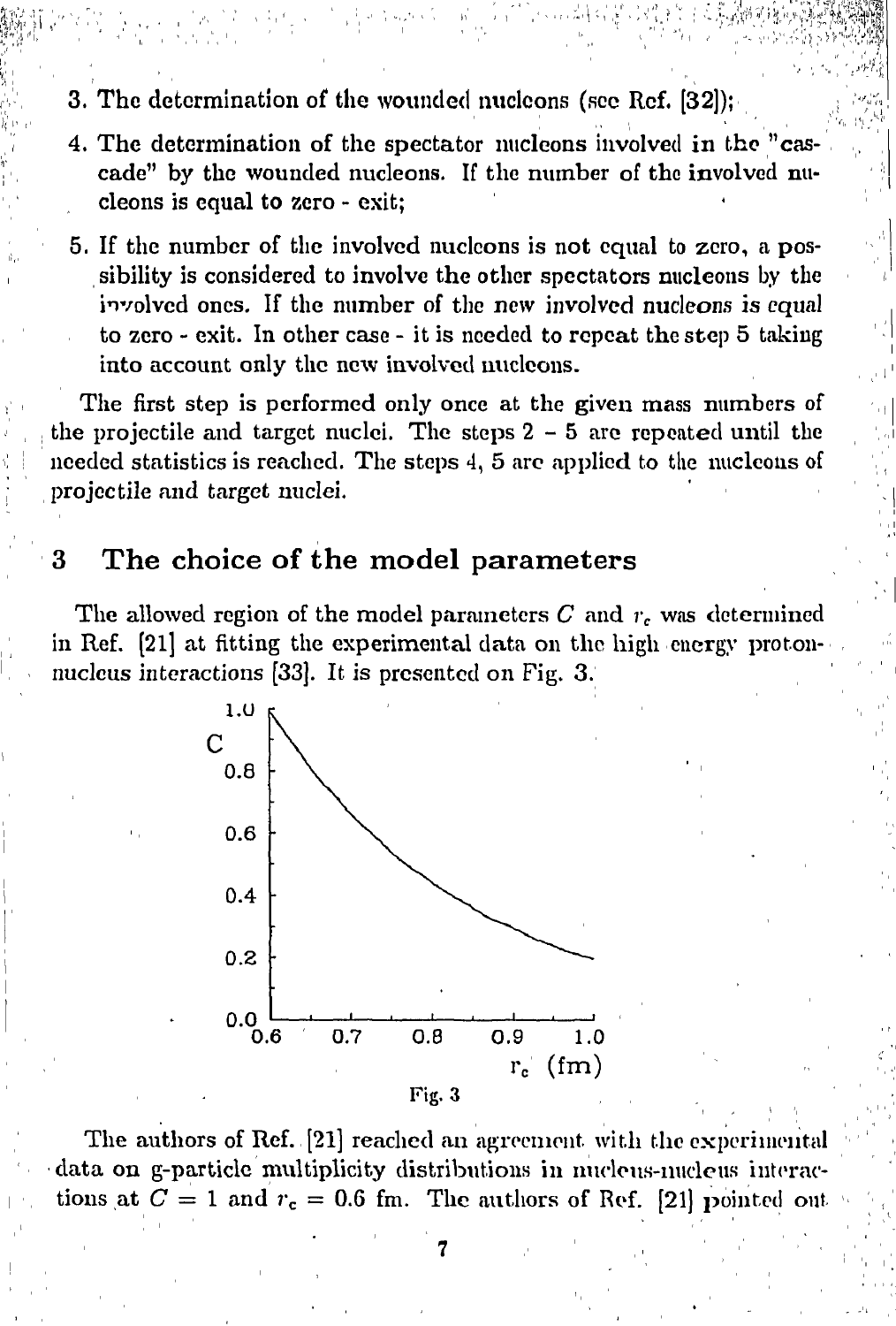3. The determination of the wounded nucleons (see Ref. [32]);

4. The determination of the spectator nucleons involved in the "cascade" by the wounded nucleons. If the number of the involved nucleons is equal to zero - exit;

5. If the number of the involved nucleons is not equal to zero, a possibility is considered to involve the other spectators nucleons by the involved ones. If the number of the new involved nucleons is equal to zero - exit. In other case - it is needed to repeat the step 5 taking into account only the new involved nucleons.

The first step is performed only once at the given mass numbers of the projectile and target nuclei. The steps 2 – 5 are repeated until the needed statistics is reached. The steps 4, 5 are applied to the nucleons of projectile and target nuclei.

## 3 The choice of the model parameters

The allowed region of the model parameters $C$ and $r_c$ was determined in Ref. [21] at fitting the experimental data on the high energy proton-nucleus interactions [33]. It is presented on Fig. 3.

Fig. 3

The authors of Ref. [21] reached an agreement with the experimental data on g-particle multiplicity distributions in nucleus-nucleus interactions at $C = 1$ and $r_c = 0.6$ fm. The authors of Ref. [21] pointed out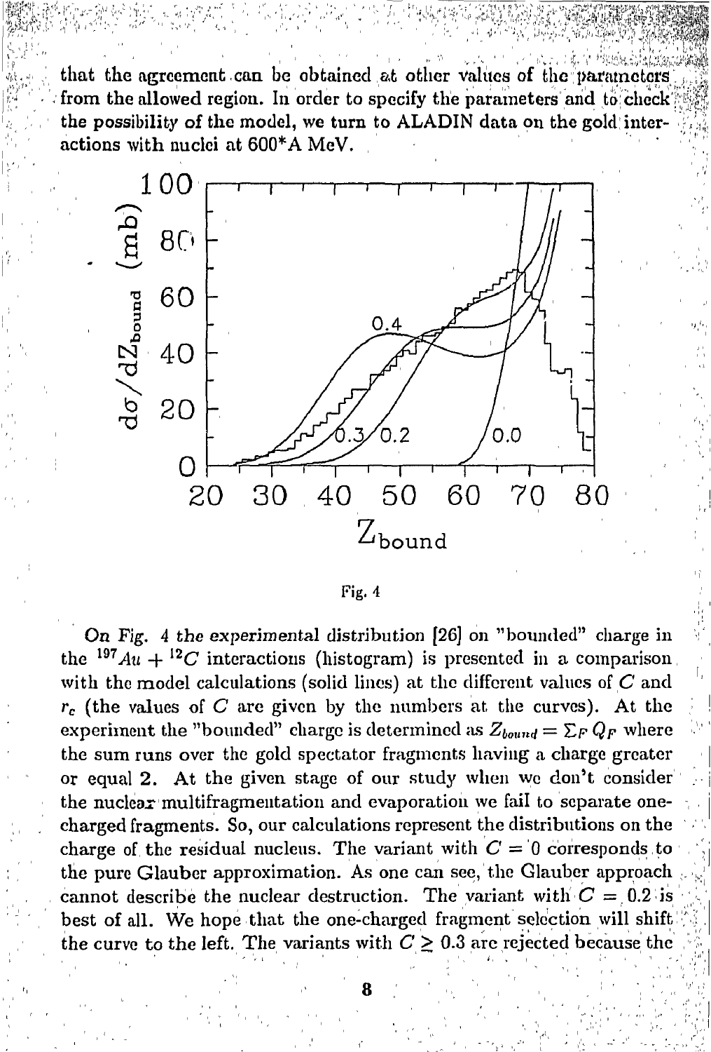that the agreement can be obtained at other values of the parameters from the allowed region. In order to specify the parameters and to check the possibility of the model, we turn to ALADIN data on the gold interactions with nuclei at 600*A MeV.

Fig. 4

On Fig. 4 the experimental distribution [26] on "bounded" charge in the $^{197}Au + ^{12}C$ interactions (histogram) is presented in a comparison with the model calculations (solid lines) at the different values of $C$ and $r_c$ (the values of $C$ are given by the numbers at the curves). At the experiment the "bounded" charge is determined as $Z_{bound} = \Sigma_F Q_F$ where the sum runs over the gold spectator fragments having a charge greater or equal 2. At the given stage of our study when we don't consider the nuclear multifragmentation and evaporation we fail to separate one-charged fragments. So, our calculations represent the distributions on the charge of the residual nucleus. The variant with $C = 0$ corresponds to the pure Glauber approximation. As one can see, the Glauber approach cannot describe the nuclear destruction. The variant with $C = 0.2$ is best of all. We hope that the one-charged fragment selection will shift the curve to the left. The variants with $C \geq 0.3$ are rejected because the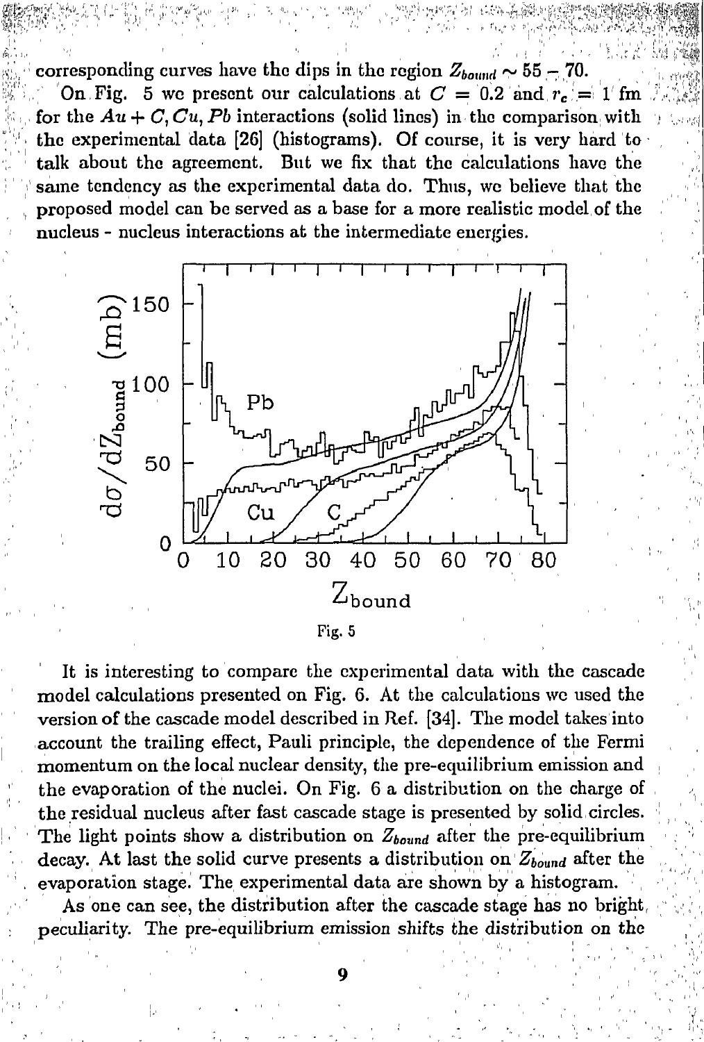corresponding curves have the dips in the region $Z_{bound} \sim 55 - 70$.

On Fig. 5 we present our calculations at $C = 0.2$ and $r_c = 1$ fm for the $Au + C, Cu, Pb$ interactions (solid lines) in the comparison with the experimental data [26] (histograms). Of course, it is very hard to talk about the agreement. But we fix that the calculations have the same tendency as the experimental data do. Thus, we believe that the proposed model can be served as a base for a more realistic model of the nucleus - nucleus interactions at the intermediate energies.

Fig. 5

It is interesting to compare the experimental data with the cascade model calculations presented on Fig. 6. At the calculations we used the version of the cascade model described in Ref. [34]. The model takes into account the trailing effect, Pauli principle, the dependence of the Fermi momentum on the local nuclear density, the pre-equilibrium emission and the evaporation of the nuclei. On Fig. 6 a distribution on the charge of the residual nucleus after fast cascade stage is presented by solid circles. The light points show a distribution on $Z_{bound}$ after the pre-equilibrium decay. At last the solid curve presents a distribution on $Z_{bound}$ after the evaporation stage. The experimental data are shown by a histogram.

As one can see, the distribution after the cascade stage has no bright peculiarity. The pre-equilibrium emission shifts the distribution on the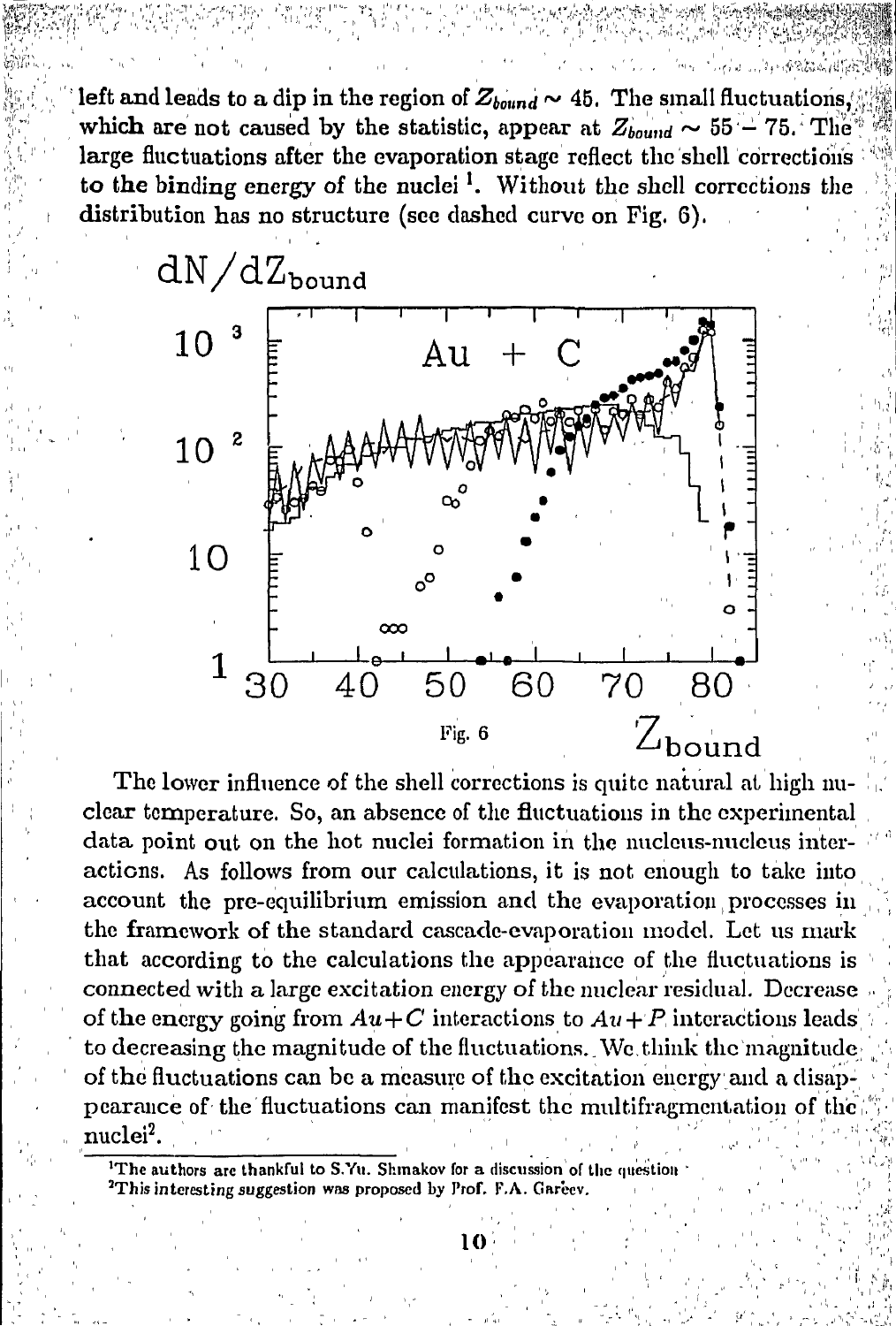left and leads to a dip in the region of $Z_{bound} \sim 45$. The small fluctuations, which are not caused by the statistic, appear at $Z_{bound} \sim 55 - 75$. The large fluctuations after the evaporation stage reflect the shell corrections to the binding energy of the nuclei [1]. Without the shell corrections the distribution has no structure (see dashed curve on Fig. 6).

Fig. 6

The lower influence of the shell corrections is quite natural at high nuclear temperature. So, an absence of the fluctuations in the experimental data point out on the hot nuclei formation in the nucleus-nucleus interactions. As follows from our calculations, it is not enough to take into account the pre-equilibrium emission and the evaporation processes in the framework of the standard cascade-evaporation model. Let us mark that according to the calculations the appearance of the fluctuations is connected with a large excitation energy of the nuclear residual. Decrease of the energy going from $Au + C$ interactions to $Au + P$ interactions leads to decreasing the magnitude of the fluctuations. We think the magnitude of the fluctuations can be a measure of the excitation energy and a disappearance of the fluctuations can manifest the multifragmentation of the nuclei[2].

---

[1] The authors are thankful to S.Yu. Shmakov for a discussion of the question

[2] This interesting suggestion was proposed by Prof. F.A. Gareev.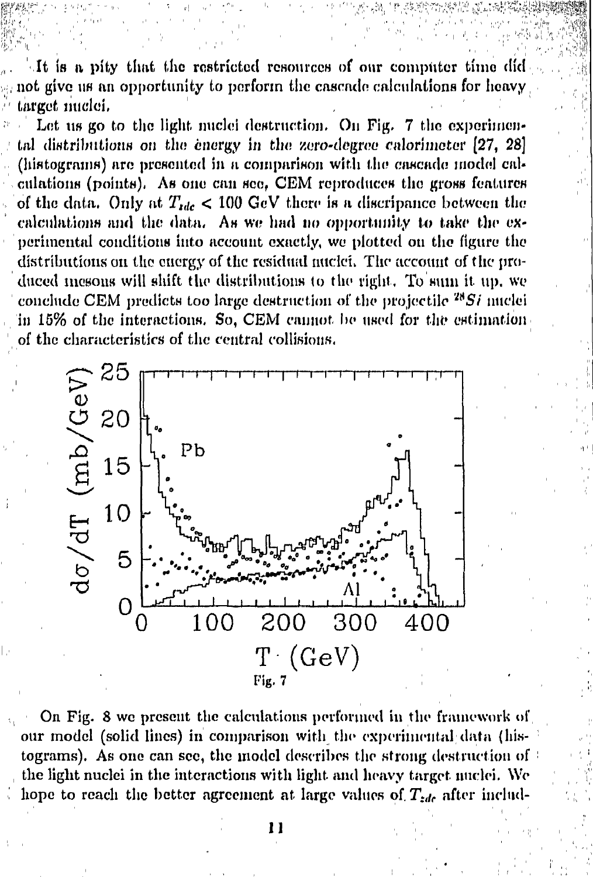It is a pity that the restricted resources of our computer time did not give us an opportunity to perform the cascade calculations for heavy target nuclei.

Let us go to the light nuclei destruction. On Fig. 7 the experimental distributions on the energy in the zero-degree calorimeter [27, 28] (histograms) are presented in a comparison with the cascade model calculations (points). As one can see, CEM reproduces the gross features of the data. Only at $T_{zdc} < 100$ GeV there is a discripance between the calculations and the data. As we had no opportunity to take the experimental conditions into account exactly, we plotted on the figure the distributions on the energy of the residual nuclei. The account of the produced mesons will shift the distributions to the right. To sum it up, we conclude CEM predicts too large destruction of the projectile $^{28}Si$ nuclei in 15% of the interactions. So, CEM cannot be used for the estimation of the characteristics of the central collisions.

Fig. 7

On Fig. 8 we present the calculations performed in the framework of our model (solid lines) in comparison with the experimental data (histograms). As one can see, the model describes the strong destruction of the light nuclei in the interactions with light and heavy target nuclei. We hope to reach the better agreement at large values of $T_{zdc}$ after includ-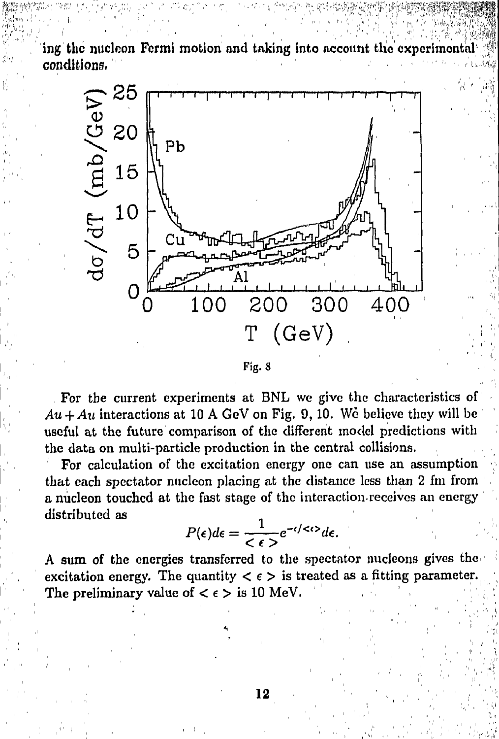ing the nucleon Fermi motion and taking into account the experimental conditions.

Fig. 8

For the current experiments at BNL we give the characteristics of $Au + Au$ interactions at 10 A GeV on Fig. 9, 10. We believe they will be useful at the future comparison of the different model predictions with the data on multi-particle production in the central collisions.

For calculation of the excitation energy one can use an assumption that each spectator nucleon placing at the distance less than 2 fm from a nucleon touched at the fast stage of the interaction receives an energy distributed as

$$P(\epsilon)d\epsilon = \frac{1}{<\epsilon>}e^{-\epsilon/<\epsilon>}d\epsilon.$$

A sum of the energies transferred to the spectator nucleons gives the excitation energy. The quantity $<\epsilon>$ is treated as a fitting parameter. The preliminary value of $<\epsilon>$ is 10 MeV.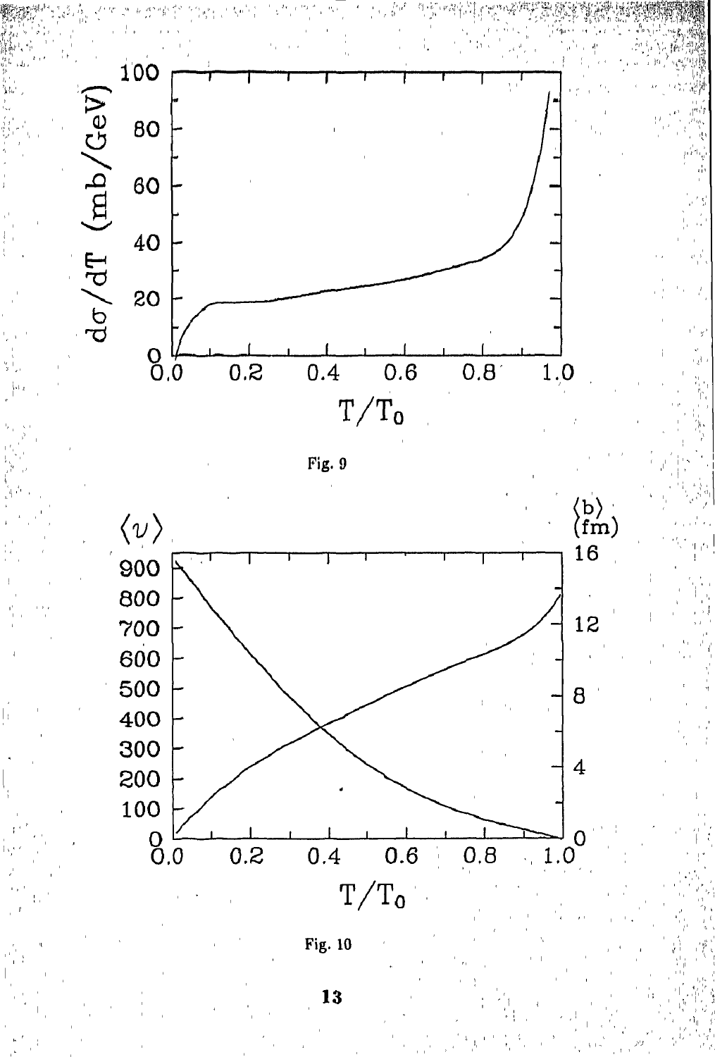Fig. 9

Fig. 10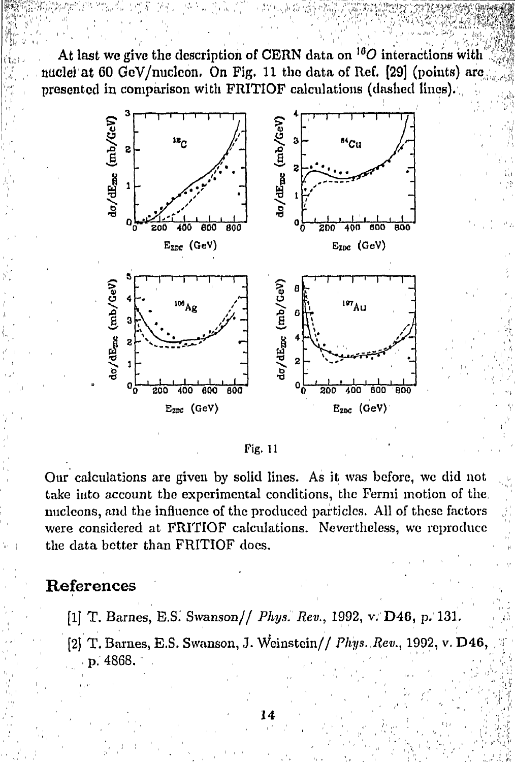At last we give the description of CERN data on $^{16}O$ interactions with nuclei at 60 GeV/nucleon. On Fig. 11 the data of Ref. [29] (points) are presented in comparison with FRITIOF calculations (dashed lines).

Fig. 11

Our calculations are given by solid lines. As it was before, we did not take into account the experimental conditions, the Fermi motion of the nucleons, and the influence of the produced particles. All of these factors were considered at FRITIOF calculations. Nevertheless, we reproduce the data better than FRITIOF does.

## References

[1] T. Barnes, E.S. Swanson// *Phys. Rev.*, 1992, v. **D46**, p. 131.

[2] T. Barnes, E.S. Swanson, J. Weinstein// *Phys. Rev.*, 1992, v. **D46**, p. 4868.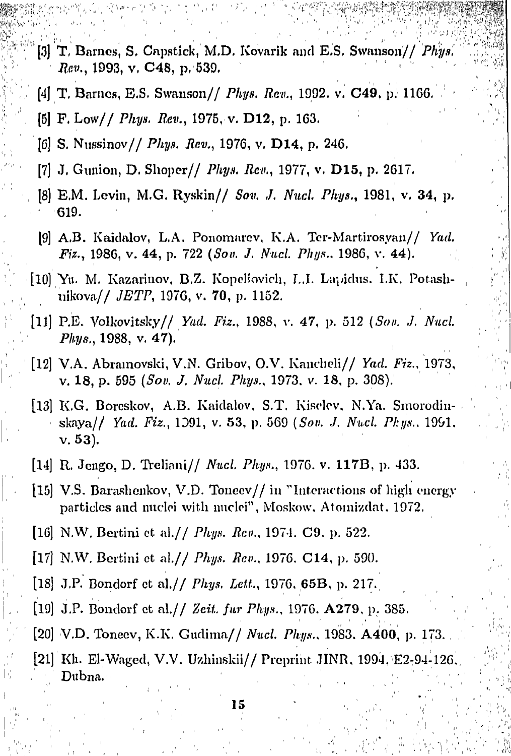[3] T. Barnes, S. Capstick, M.D. Kovarik and E.S. Swanson// *Phys. Rev.*, 1993, v. **C48**, p. 539.

[4] T. Barnes, E.S. Swanson// *Phys. Rev.*, 1992. v. **C49**, p. 1166.

[5] F. Low// *Phys. Rev.*, 1975, v. **D12**, p. 163.

[6] S. Nussinov// *Phys. Rev.*, 1976, v. **D14**, p. 246.

[7] J. Gunion, D. Shoper// *Phys. Rev.*, 1977, v. **D15**, p. 2617.

[8] E.M. Levin, M.G. Ryskin// *Sov. J. Nucl. Phys.*, 1981, v. **34**, p. 619.

[9] A.B. Kaidalov, L.A. Ponomarev, K.A. Ter-Martirosyan// *Yad. Fiz.*, 1986, v. **44**, p. 722 (*Sov. J. Nucl. Phys.*, 1986, v. **44**).

[10] Yu. M. Kazarinov, B.Z. Kopeliovich, L.I. Lapidus. I.K. Potashnikova// *JETP*, 1976, v. **70**, p. 1152.

[11] P.E. Volkovitsky// *Yad. Fiz.*, 1988, v. **47**, p. 512 (*Sov. J. Nucl. Phys.*, 1988, v. **47**).

[12] V.A. Abramovski, V.N. Gribov, O.V. Kancheli// *Yad. Fiz.*, 1973, v. **18**, p. 595 (*Sov. J. Nucl. Phys.*, 1973, v. **18**, p. 308).

[13] K.G. Boreskov, A.B. Kaidalov, S.T. Kiselev, N.Ya. Smorodinskaya// *Yad. Fiz.*, 1991, v. **53**, p. 569 (*Sov. J. Nucl. Phys.*, 1991, v. **53**).

[14] R. Jengo, D. Treliani// *Nucl. Phys.*, 1976. v. **117B**, p. 433.

[15] V.S. Barashenkov, V.D. Toneev// in "Interactions of high energy particles and nuclei with nuclei", Moskow, Atomizdat, 1972.

[16] N.W. Bertini et al.// *Phys. Rev.*, 1974. **C9**, p. 522.

[17] N.W. Bertini et al.// *Phys. Rev.*, 1976. **C14**, p. 590.

[18] J.P. Bondorf et al.// *Phys. Lett.*, 1976, **65B**, p. 217.

[19] J.P. Bondorf et al.// *Zeit. fur Phys.*, 1976, **A279**, p. 385.

[20] V.D. Toneev, K.K. Gudima// *Nucl. Phys.*, 1983, **A400**, p. 173.

[21] Kh. El-Waged, V.V. Uzhinskii// Preprint JINR, 1994, E2-94-126, Dubna.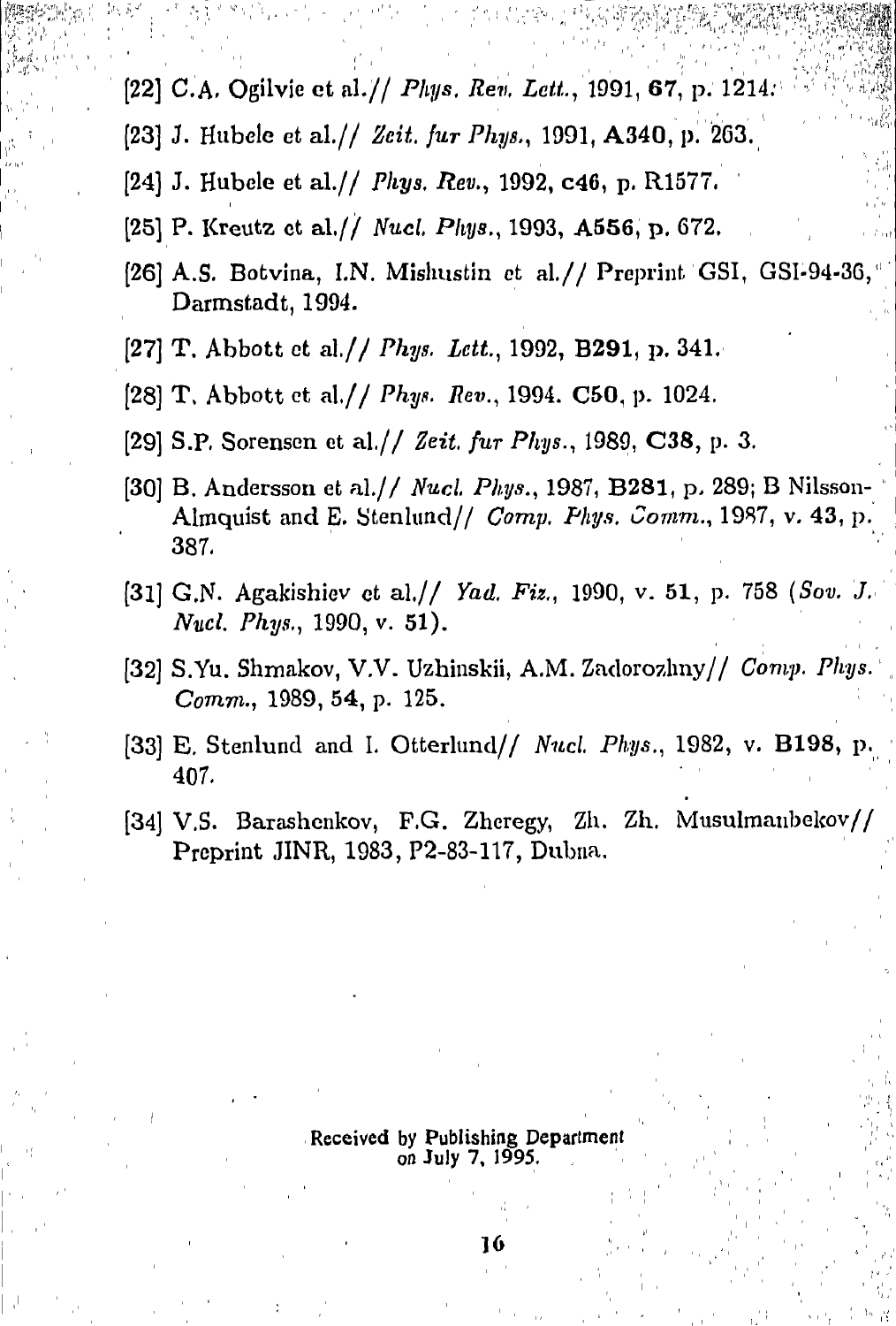[22] C.A. Ogilvie et al.// *Phys. Rev. Lett.*, 1991, **67**, p. 1214.

[23] J. Hubele et al.// *Zeit. fur Phys.*, 1991, **A340**, p. 263.

[24] J. Hubele et al.// *Phys. Rev.*, 1992, **c46**, p. R1577.

[25] P. Kreutz et al.// *Nucl. Phys.*, 1993, **A556**, p. 672.

[26] A.S. Botvina, I.N. Mishustin et al.// Preprint GSI, GSI-94-36, Darmstadt, 1994.

[27] T. Abbott et al.// *Phys. Lett.*, 1992, **B291**, p. 341.

[28] T. Abbott et al.// *Phys. Rev.*, 1994. **C50**, p. 1024.

[29] S.P. Sorensen et al.// *Zeit. fur Phys.*, 1989, **C38**, p. 3.

[30] B. Andersson et al.// *Nucl. Phys.*, 1987, **B281**, p. 289; B Nilsson-Almquist and E. Stenlund// *Comp. Phys. Comm.*, 1987, v. **43**, p. 387.

[31] G.N. Agakishiev et al.// *Yad. Fiz.*, 1990, v. **51**, p. 758 (*Sov. J. Nucl. Phys.*, 1990, v. **51**).

[32] S.Yu. Shmakov, V.V. Uzhinskii, A.M. Zadorozhny// *Comp. Phys. Comm.*, 1989, **54**, p. 125.

[33] E. Stenlund and I. Otterlund// *Nucl. Phys.*, 1982, v. **B198**, p. 407.

[34] V.S. Barashenkov, F.G. Zheregy, Zh. Zh. Musulmanbekov// Preprint JINR, 1983, P2-83-117, Dubna.

Received by Publishing Department on July 7, 1995.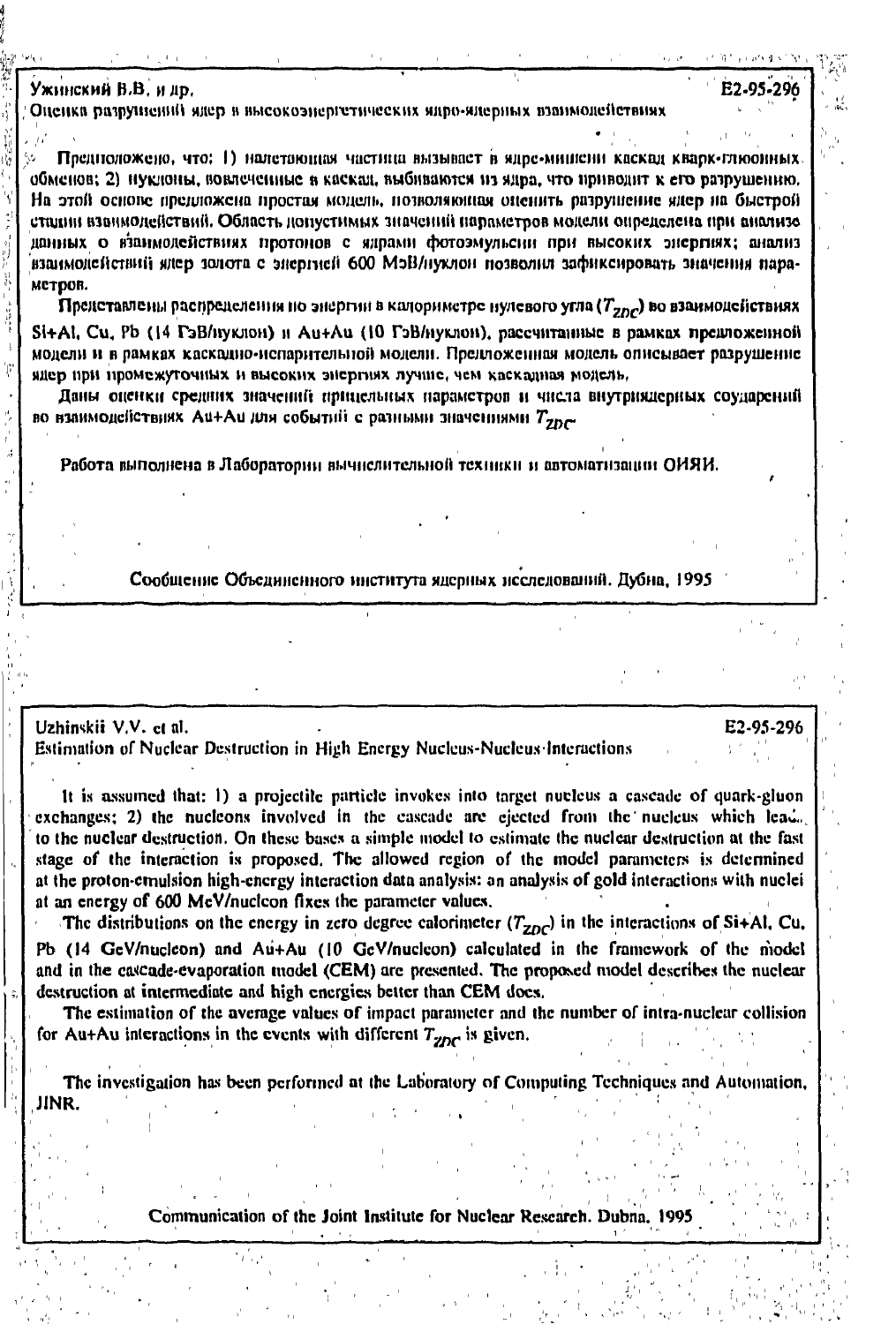Ужинский В.В. и др. E2-95-296

Оценка разрушений ядер в высокоэнергетических ядро-ядерных взаимодействиях

Предположено, что: 1) налетающая частица вызывает в ядре-мишени каскад кварк-глюонных обменов; 2) нуклоны, вовлеченные в каскад, выбиваются из ядра, что приводит к его разрушению. На этой основе предложена простая модель, позволяющая оценить разрушение ядер на быстрой стадии взаимодействий. Область допустимых значений параметров модели определена при анализе данных о взаимодействиях протонов с ядрами фотоэмульсии при высоких энергиях; анализ взаимодействий ядер золота с энергией 600 МэВ/нуклон позволил зафиксировать значения параметров.

Представлены распределения по энергии в калориметре нулевого угла ($T_{ZDC}$) во взаимодействиях Si+Al, Cu, Pb (14 ГэВ/нуклон) и Au+Au (10 ГэВ/нуклон), рассчитанные в рамках предложенной модели и в рамках каскадно-испарительной модели. Предложенная модель описывает разрушение ядер при промежуточных и высоких энергиях лучше, чем каскадная модель.

Даны оценки средних значений прицельных параметров и числа внутриядерных соударений во взаимодействиях Au+Au для событий с разными значениями $T_{ZDC}$.

Работа выполнена в Лаборатории вычислительной техники и автоматизации ОИЯИ.

Сообщение Объединенного института ядерных исследований. Дубна, 1995

---

Uzhinskii V.V. et al. E2-95-296

Estimation of Nuclear Destruction in High Energy Nucleus-Nucleus Interactions

It is assumed that: 1) a projectile particle invokes into target nucleus a cascade of quark-gluon exchanges; 2) the nucleons involved in the cascade are ejected from the nucleus which leads to the nuclear destruction. On these bases a simple model to estimate the nuclear destruction at the fast stage of the interaction is proposed. The allowed region of the model parameters is determined at the proton-emulsion high-energy interaction data analysis: an analysis of gold interactions with nuclei at an energy of 600 MeV/nucleon fixes the parameter values.

The distributions on the energy in zero degree calorimeter ($T_{ZDC}$) in the interactions of Si+Al, Cu, Pb (14 GeV/nucleon) and Au+Au (10 GeV/nucleon) calculated in the framework of the model and in the cascade-evaporation model (CEM) are presented. The proposed model describes the nuclear destruction at intermediate and high energies better than CEM does.

The estimation of the average values of impact parameter and the number of intra-nuclear collision for Au+Au interactions in the events with different $T_{ZDC}$ is given.

The investigation has been performed at the Laboratory of Computing Techniques and Automation, JINR.

Communication of the Joint Institute for Nuclear Research. Dubna, 1995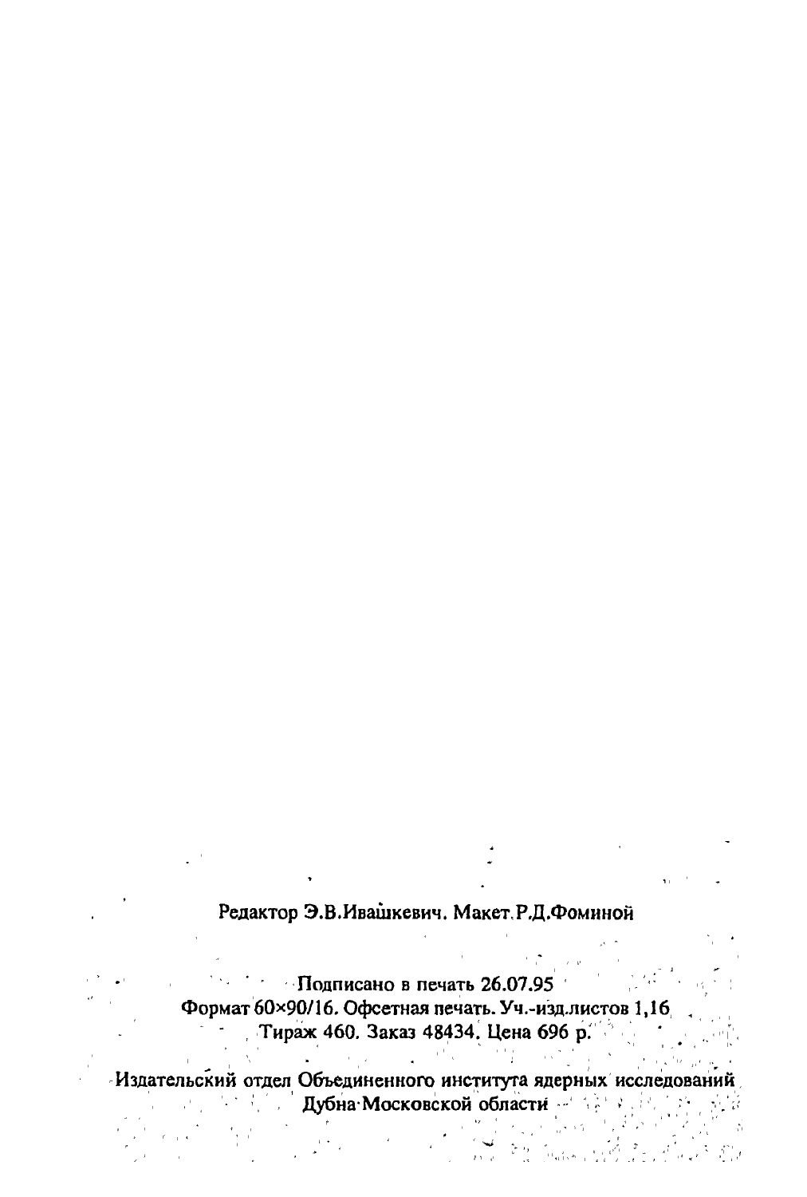Редактор Э.В.Ивашкевич. Макет Р.Д.Фоминой

Подписано в печать 26.07.95
Формат 60×90/16. Офсетная печать. Уч.-изд.листов 1,16
Тираж 460. Заказ 48434. Цена 696 р.

Издательский отдел Объединенного института ядерных исследований
Дубна Московской области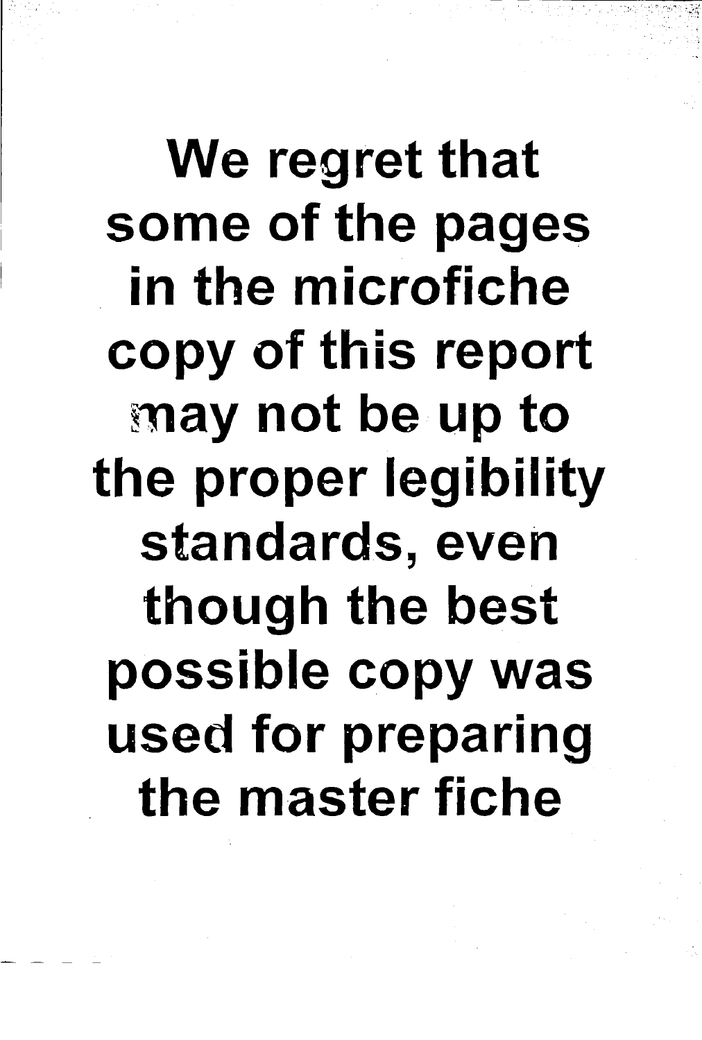We regret that some of the pages in the microfiche copy of this report may not be up to the proper legibility standards, even though the best possible copy was used for preparing the master fiche